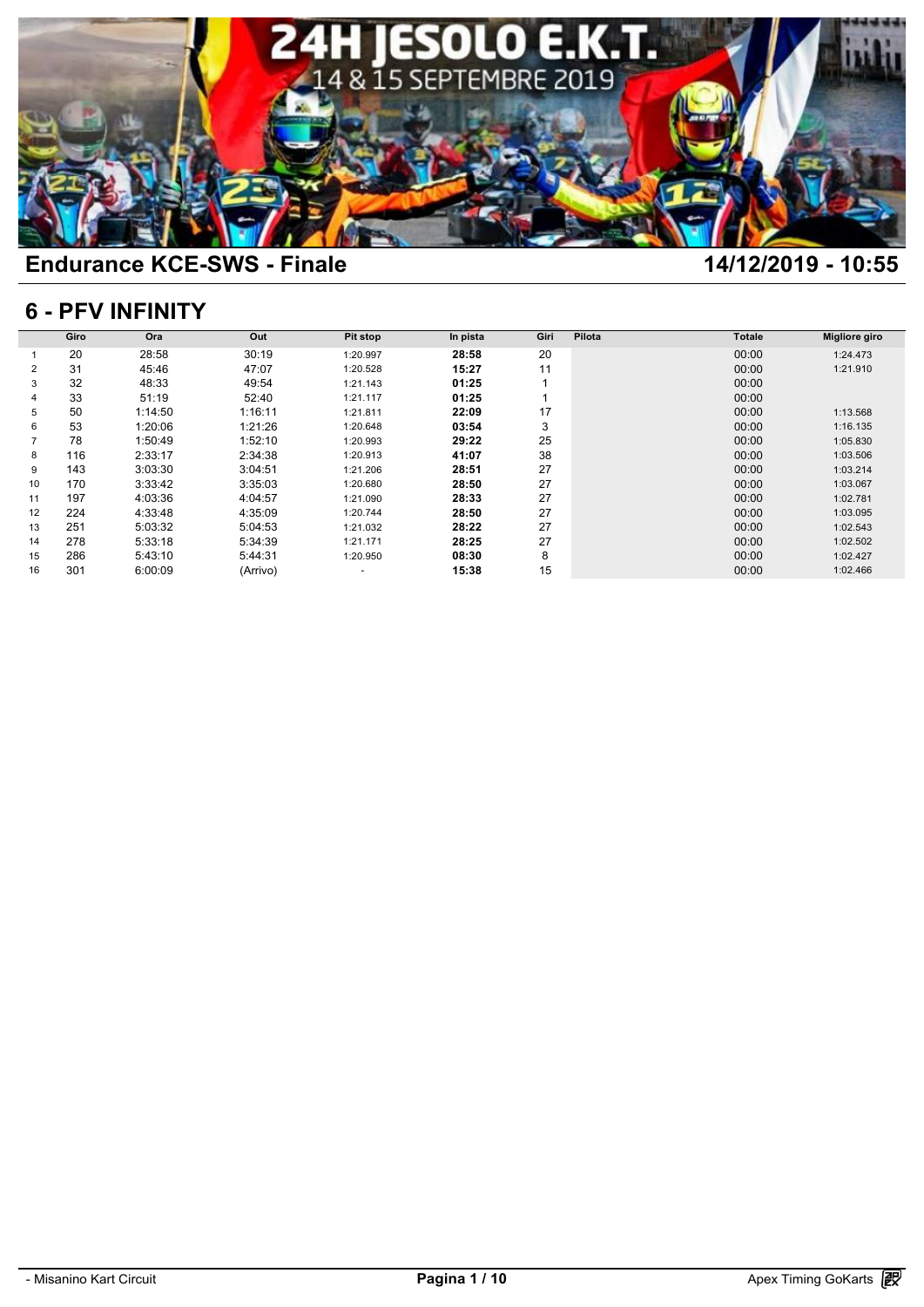## Endurance KCE-SWS - Finale

**14/12/2019 - 10:55**

## 6 - PFV INFINITY

| | Giro | Ora | Out | Pit stop | In pista | Giri | Pilota | Totale | Migliore giro |
|---|---|---|---|---|---|---|---|---|---|
| 1 | 20 | 28:58 | 30:19 | 1:20.997 | **28:58** | 20 | | 00:00 | 1:24.473 |
| 2 | 31 | 45:46 | 47:07 | 1:20.528 | **15:27** | 11 | | 00:00 | 1:21.910 |
| 3 | 32 | 48:33 | 49:54 | 1:21.143 | **01:25** | 1 | | 00:00 | |
| 4 | 33 | 51:19 | 52:40 | 1:21.117 | **01:25** | 1 | | 00:00 | |
| 5 | 50 | 1:14:50 | 1:16:11 | 1:21.811 | **22:09** | 17 | | 00:00 | 1:13.568 |
| 6 | 53 | 1:20:06 | 1:21:26 | 1:20.648 | **03:54** | 3 | | 00:00 | 1:16.135 |
| 7 | 78 | 1:50:49 | 1:52:10 | 1:20.993 | **29:22** | 25 | | 00:00 | 1:05.830 |
| 8 | 116 | 2:33:17 | 2:34:38 | 1:20.913 | **41:07** | 38 | | 00:00 | 1:03.506 |
| 9 | 143 | 3:03:30 | 3:04:51 | 1:21.206 | **28:51** | 27 | | 00:00 | 1:03.214 |
| 10 | 170 | 3:33:42 | 3:35:03 | 1:20.680 | **28:50** | 27 | | 00:00 | 1:03.067 |
| 11 | 197 | 4:03:36 | 4:04:57 | 1:21.090 | **28:33** | 27 | | 00:00 | 1:02.781 |
| 12 | 224 | 4:33:48 | 4:35:09 | 1:20.744 | **28:50** | 27 | | 00:00 | 1:03.095 |
| 13 | 251 | 5:03:32 | 5:04:53 | 1:21.032 | **28:22** | 27 | | 00:00 | 1:02.543 |
| 14 | 278 | 5:33:18 | 5:34:39 | 1:21.171 | **28:25** | 27 | | 00:00 | 1:02.502 |
| 15 | 286 | 5:43:10 | 5:44:31 | 1:20.950 | **08:30** | 8 | | 00:00 | 1:02.427 |
| 16 | 301 | 6:00:09 | (Arrivo) | - | **15:38** | 15 | | 00:00 | 1:02.466 |

- Misanino Kart Circuit

Apex Timing GoKarts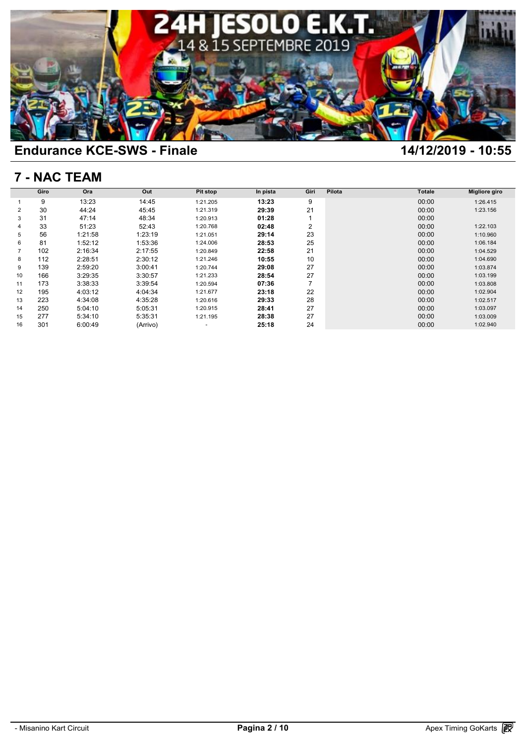## Endurance KCE-SWS - Finale

**14/12/2019 - 10:55**

## 7 - NAC TEAM

| | Giro | Ora | Out | Pit stop | In pista | Giri | Pilota | Totale | Migliore giro |
|---|---|---|---|---|---|---|---|---|---|
| 1 | 9 | 13:23 | 14:45 | 1:21.205 | **13:23** | 9 | | 00:00 | 1:26.415 |
| 2 | 30 | 44:24 | 45:45 | 1:21.319 | **29:39** | 21 | | 00:00 | 1:23.156 |
| 3 | 31 | 47:14 | 48:34 | 1:20.913 | **01:28** | 1 | | 00:00 | |
| 4 | 33 | 51:23 | 52:43 | 1:20.768 | **02:48** | 2 | | 00:00 | 1:22.103 |
| 5 | 56 | 1:21:58 | 1:23:19 | 1:21.051 | **29:14** | 23 | | 00:00 | 1:10.960 |
| 6 | 81 | 1:52:12 | 1:53:36 | 1:24.006 | **28:53** | 25 | | 00:00 | 1:06.184 |
| 7 | 102 | 2:16:34 | 2:17:55 | 1:20.849 | **22:58** | 21 | | 00:00 | 1:04.529 |
| 8 | 112 | 2:28:51 | 2:30:12 | 1:21.246 | **10:55** | 10 | | 00:00 | 1:04.690 |
| 9 | 139 | 2:59:20 | 3:00:41 | 1:20.744 | **29:08** | 27 | | 00:00 | 1:03.874 |
| 10 | 166 | 3:29:35 | 3:30:57 | 1:21.233 | **28:54** | 27 | | 00:00 | 1:03.199 |
| 11 | 173 | 3:38:33 | 3:39:54 | 1:20.594 | **07:36** | 7 | | 00:00 | 1:03.808 |
| 12 | 195 | 4:03:12 | 4:04:34 | 1:21.677 | **23:18** | 22 | | 00:00 | 1:02.904 |
| 13 | 223 | 4:34:08 | 4:35:28 | 1:20.616 | **29:33** | 28 | | 00:00 | 1:02.517 |
| 14 | 250 | 5:04:10 | 5:05:31 | 1:20.915 | **28:41** | 27 | | 00:00 | 1:03.097 |
| 15 | 277 | 5:34:10 | 5:35:31 | 1:21.195 | **28:38** | 27 | | 00:00 | 1:03.009 |
| 16 | 301 | 6:00:49 | (Arrivo) | - | **25:18** | 24 | | 00:00 | 1:02.940 |

- Misanino Kart Circuit

Apex Timing GoKarts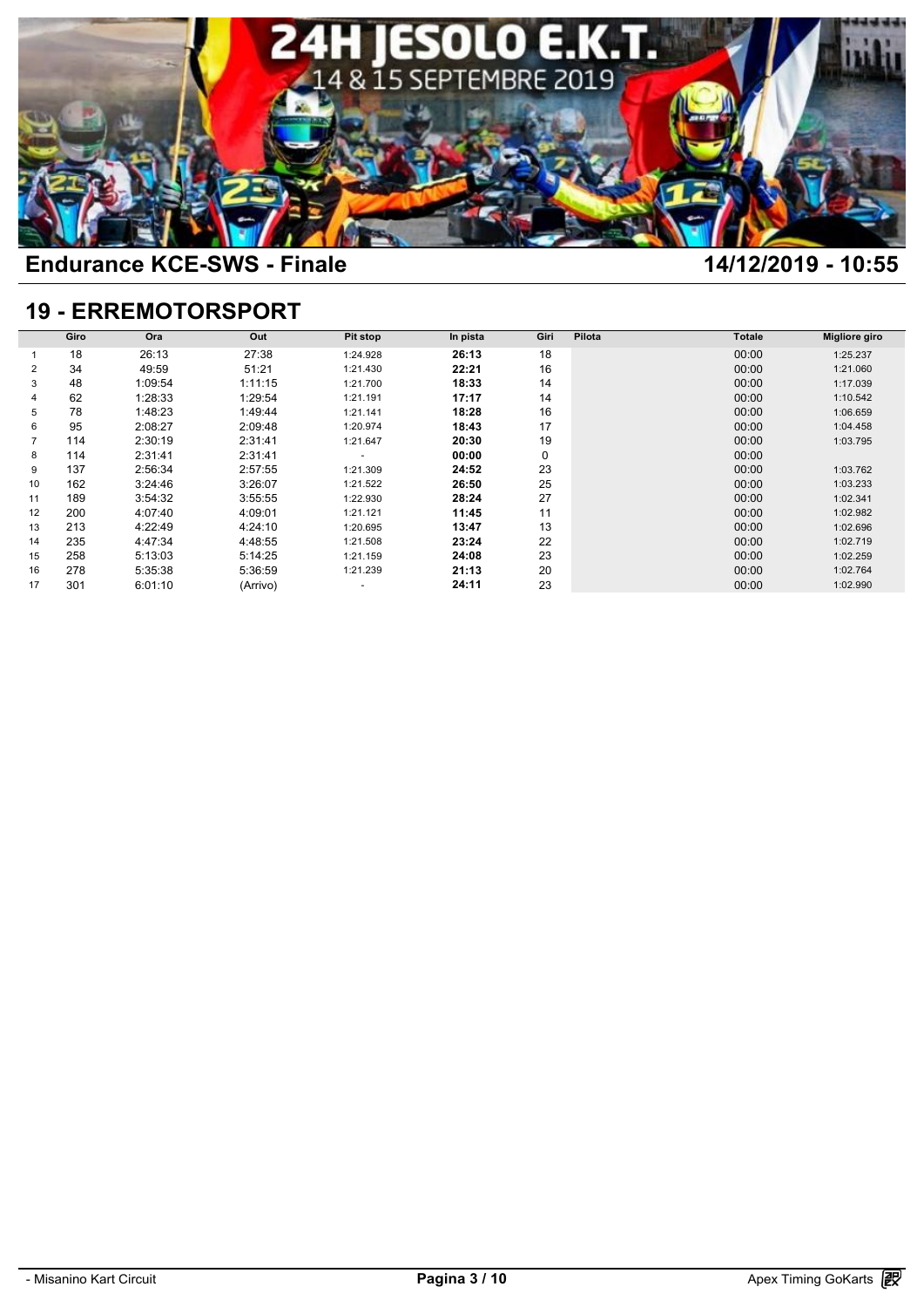## Endurance KCE-SWS - Finale

**14/12/2019 - 10:55**

## 19 - ERREMOTORSPORT

| | Giro | Ora | Out | Pit stop | In pista | Giri | Pilota | Totale | Migliore giro |
|---|---|---|---|---|---|---|---|---|---|
| 1 | 18 | 26:13 | 27:38 | 1:24.928 | **26:13** | 18 | | 00:00 | 1:25.237 |
| 2 | 34 | 49:59 | 51:21 | 1:21.430 | **22:21** | 16 | | 00:00 | 1:21.060 |
| 3 | 48 | 1:09:54 | 1:11:15 | 1:21.700 | **18:33** | 14 | | 00:00 | 1:17.039 |
| 4 | 62 | 1:28:33 | 1:29:54 | 1:21.191 | **17:17** | 14 | | 00:00 | 1:10.542 |
| 5 | 78 | 1:48:23 | 1:49:44 | 1:21.141 | **18:28** | 16 | | 00:00 | 1:06.659 |
| 6 | 95 | 2:08:27 | 2:09:48 | 1:20.974 | **18:43** | 17 | | 00:00 | 1:04.458 |
| 7 | 114 | 2:30:19 | 2:31:41 | 1:21.647 | **20:30** | 19 | | 00:00 | 1:03.795 |
| 8 | 114 | 2:31:41 | 2:31:41 | - | **00:00** | 0 | | 00:00 | |
| 9 | 137 | 2:56:34 | 2:57:55 | 1:21.309 | **24:52** | 23 | | 00:00 | 1:03.762 |
| 10 | 162 | 3:24:46 | 3:26:07 | 1:21.522 | **26:50** | 25 | | 00:00 | 1:03.233 |
| 11 | 189 | 3:54:32 | 3:55:55 | 1:22.930 | **28:24** | 27 | | 00:00 | 1:02.341 |
| 12 | 200 | 4:07:40 | 4:09:01 | 1:21.121 | **11:45** | 11 | | 00:00 | 1:02.982 |
| 13 | 213 | 4:22:49 | 4:24:10 | 1:20.695 | **13:47** | 13 | | 00:00 | 1:02.696 |
| 14 | 235 | 4:47:34 | 4:48:55 | 1:21.508 | **23:24** | 22 | | 00:00 | 1:02.719 |
| 15 | 258 | 5:13:03 | 5:14:25 | 1:21.159 | **24:08** | 23 | | 00:00 | 1:02.259 |
| 16 | 278 | 5:35:38 | 5:36:59 | 1:21.239 | **21:13** | 20 | | 00:00 | 1:02.764 |
| 17 | 301 | 6:01:10 | (Arrivo) | - | **24:11** | 23 | | 00:00 | 1:02.990 |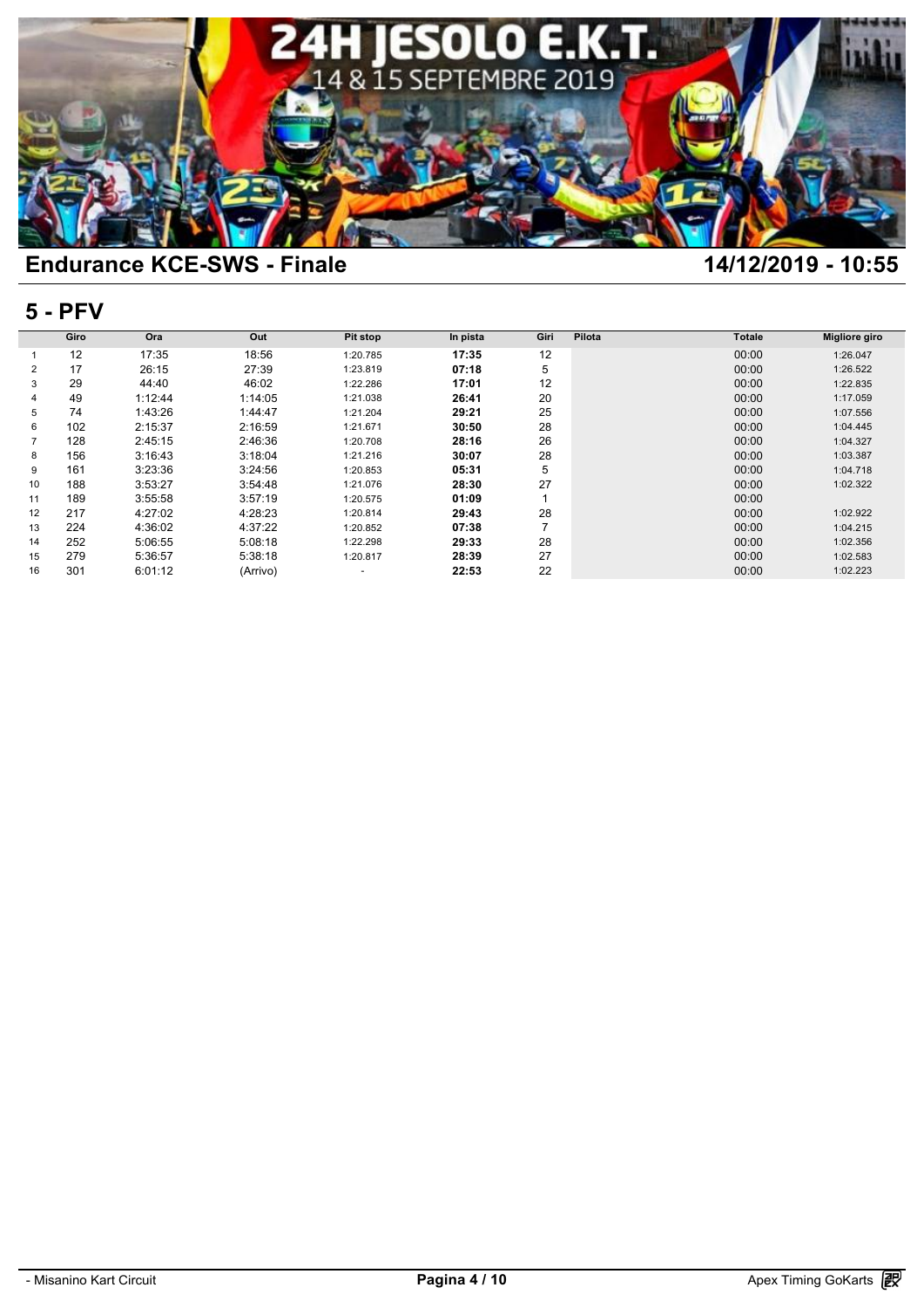## Endurance KCE-SWS - Finale

**14/12/2019 - 10:55**

## 5 - PFV

| | Giro | Ora | Out | Pit stop | In pista | Giri | Pilota | Totale | Migliore giro |
|---|---|---|---|---|---|---|---|---|---|
| 1 | 12 | 17:35 | 18:56 | 1:20.785 | **17:35** | 12 | | 00:00 | 1:26.047 |
| 2 | 17 | 26:15 | 27:39 | 1:23.819 | **07:18** | 5 | | 00:00 | 1:26.522 |
| 3 | 29 | 44:40 | 46:02 | 1:22.286 | **17:01** | 12 | | 00:00 | 1:22.835 |
| 4 | 49 | 1:12:44 | 1:14:05 | 1:21.038 | **26:41** | 20 | | 00:00 | 1:17.059 |
| 5 | 74 | 1:43:26 | 1:44:47 | 1:21.204 | **29:21** | 25 | | 00:00 | 1:07.556 |
| 6 | 102 | 2:15:37 | 2:16:59 | 1:21.671 | **30:50** | 28 | | 00:00 | 1:04.445 |
| 7 | 128 | 2:45:15 | 2:46:36 | 1:20.708 | **28:16** | 26 | | 00:00 | 1:04.327 |
| 8 | 156 | 3:16:43 | 3:18:04 | 1:21.216 | **30:07** | 28 | | 00:00 | 1:03.387 |
| 9 | 161 | 3:23:36 | 3:24:56 | 1:20.853 | **05:31** | 5 | | 00:00 | 1:04.718 |
| 10 | 188 | 3:53:27 | 3:54:48 | 1:21.076 | **28:30** | 27 | | 00:00 | 1:02.322 |
| 11 | 189 | 3:55:58 | 3:57:19 | 1:20.575 | **01:09** | 1 | | 00:00 | |
| 12 | 217 | 4:27:02 | 4:28:23 | 1:20.814 | **29:43** | 28 | | 00:00 | 1:02.922 |
| 13 | 224 | 4:36:02 | 4:37:22 | 1:20.852 | **07:38** | 7 | | 00:00 | 1:04.215 |
| 14 | 252 | 5:06:55 | 5:08:18 | 1:22.298 | **29:33** | 28 | | 00:00 | 1:02.356 |
| 15 | 279 | 5:36:57 | 5:38:18 | 1:20.817 | **28:39** | 27 | | 00:00 | 1:02.583 |
| 16 | 301 | 6:01:12 | (Arrivo) | - | **22:53** | 22 | | 00:00 | 1:02.223 |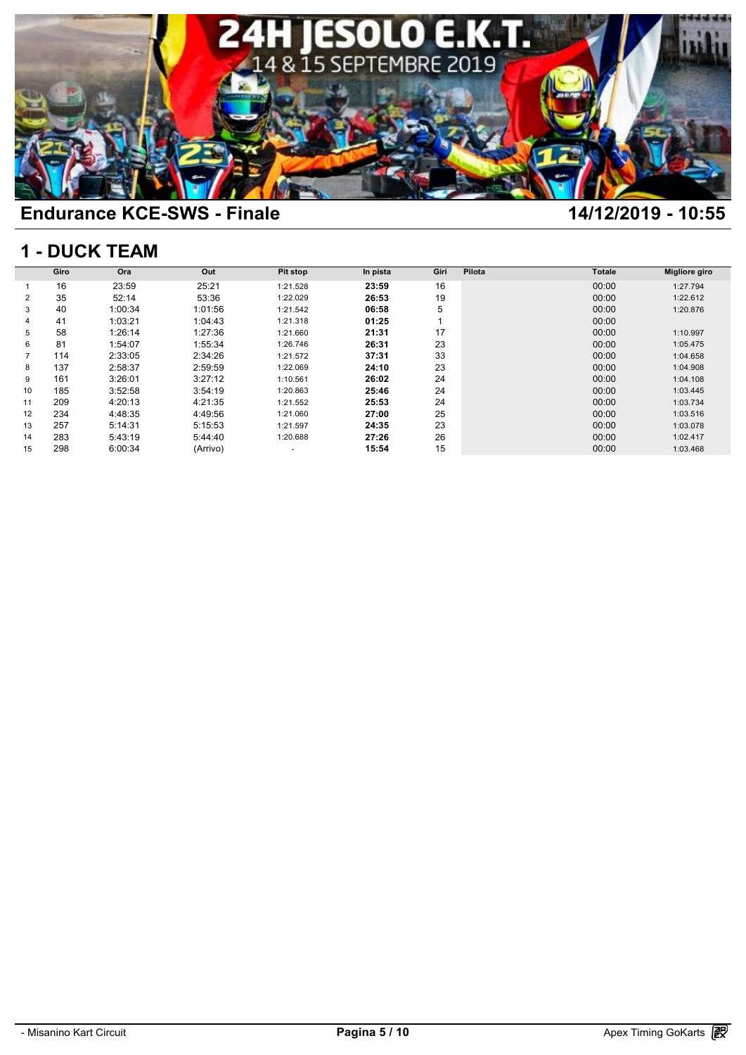# Endurance KCE-SWS - Finale

14/12/2019 - 10:55

## 1 - DUCK TEAM

| | Giro | Ora | Out | Pit stop | In pista | Giri | Pilota | Totale | Migliore giro |
|---|---|---|---|---|---|---|---|---|---|
| 1 | 16 | 23:59 | 25:21 | 1:21.528 | **23:59** | 16 | | 00:00 | 1:27.794 |
| 2 | 35 | 52:14 | 53:36 | 1:22.029 | **26:53** | 19 | | 00:00 | 1:22.612 |
| 3 | 40 | 1:00:34 | 1:01:56 | 1:21.542 | **06:58** | 5 | | 00:00 | 1:20.876 |
| 4 | 41 | 1:03:21 | 1:04:43 | 1:21.318 | **01:25** | 1 | | 00:00 | |
| 5 | 58 | 1:26:14 | 1:27:36 | 1:21.660 | **21:31** | 17 | | 00:00 | 1:10.997 |
| 6 | 81 | 1:54:07 | 1:55:34 | 1:26.746 | **26:31** | 23 | | 00:00 | 1:05.475 |
| 7 | 114 | 2:33:05 | 2:34:26 | 1:21.572 | **37:31** | 33 | | 00:00 | 1:04.658 |
| 8 | 137 | 2:58:37 | 2:59:59 | 1:22.069 | **24:10** | 23 | | 00:00 | 1:04.908 |
| 9 | 161 | 3:26:01 | 3:27:12 | 1:10.561 | **26:02** | 24 | | 00:00 | 1:04.108 |
| 10 | 185 | 3:52:58 | 3:54:19 | 1:20.863 | **25:46** | 24 | | 00:00 | 1:03.445 |
| 11 | 209 | 4:20:13 | 4:21:35 | 1:21.552 | **25:53** | 24 | | 00:00 | 1:03.734 |
| 12 | 234 | 4:48:35 | 4:49:56 | 1:21.060 | **27:00** | 25 | | 00:00 | 1:03.516 |
| 13 | 257 | 5:14:31 | 5:15:53 | 1:21.597 | **24:35** | 23 | | 00:00 | 1:03.078 |
| 14 | 283 | 5:43:19 | 5:44:40 | 1:20.688 | **27:26** | 26 | | 00:00 | 1:02.417 |
| 15 | 298 | 6:00:34 | (Arrivo) | - | **15:54** | 15 | | 00:00 | 1:03.468 |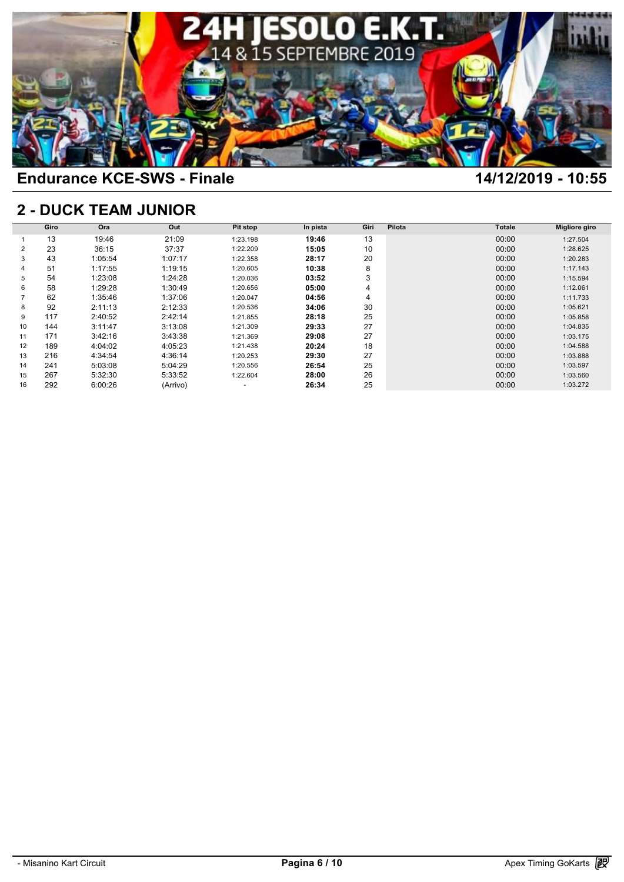## Endurance KCE-SWS - Finale

**14/12/2019 - 10:55**

## 2 - DUCK TEAM JUNIOR

| | Giro | Ora | Out | Pit stop | In pista | Giri | Pilota | Totale | Migliore giro |
|---|---|---|---|---|---|---|---|---|---|
| 1 | 13 | 19:46 | 21:09 | 1:23.198 | **19:46** | 13 | | 00:00 | 1:27.504 |
| 2 | 23 | 36:15 | 37:37 | 1:22.209 | **15:05** | 10 | | 00:00 | 1:28.625 |
| 3 | 43 | 1:05:54 | 1:07:17 | 1:22.358 | **28:17** | 20 | | 00:00 | 1:20.283 |
| 4 | 51 | 1:17:55 | 1:19:15 | 1:20.605 | **10:38** | 8 | | 00:00 | 1:17.143 |
| 5 | 54 | 1:23:08 | 1:24:28 | 1:20.036 | **03:52** | 3 | | 00:00 | 1:15.594 |
| 6 | 58 | 1:29:28 | 1:30:49 | 1:20.656 | **05:00** | 4 | | 00:00 | 1:12.061 |
| 7 | 62 | 1:35:46 | 1:37:06 | 1:20.047 | **04:56** | 4 | | 00:00 | 1:11.733 |
| 8 | 92 | 2:11:13 | 2:12:33 | 1:20.536 | **34:06** | 30 | | 00:00 | 1:05.621 |
| 9 | 117 | 2:40:52 | 2:42:14 | 1:21.855 | **28:18** | 25 | | 00:00 | 1:05.858 |
| 10 | 144 | 3:11:47 | 3:13:08 | 1:21.309 | **29:33** | 27 | | 00:00 | 1:04.835 |
| 11 | 171 | 3:42:16 | 3:43:38 | 1:21.369 | **29:08** | 27 | | 00:00 | 1:03.175 |
| 12 | 189 | 4:04:02 | 4:05:23 | 1:21.438 | **20:24** | 18 | | 00:00 | 1:04.588 |
| 13 | 216 | 4:34:54 | 4:36:14 | 1:20.253 | **29:30** | 27 | | 00:00 | 1:03.888 |
| 14 | 241 | 5:03:08 | 5:04:29 | 1:20.556 | **26:54** | 25 | | 00:00 | 1:03.597 |
| 15 | 267 | 5:32:30 | 5:33:52 | 1:22.604 | **28:00** | 26 | | 00:00 | 1:03.560 |
| 16 | 292 | 6:00:26 | (Arrivo) | - | **26:34** | 25 | | 00:00 | 1:03.272 |

- Misanino Kart Circuit

Apex Timing GoKarts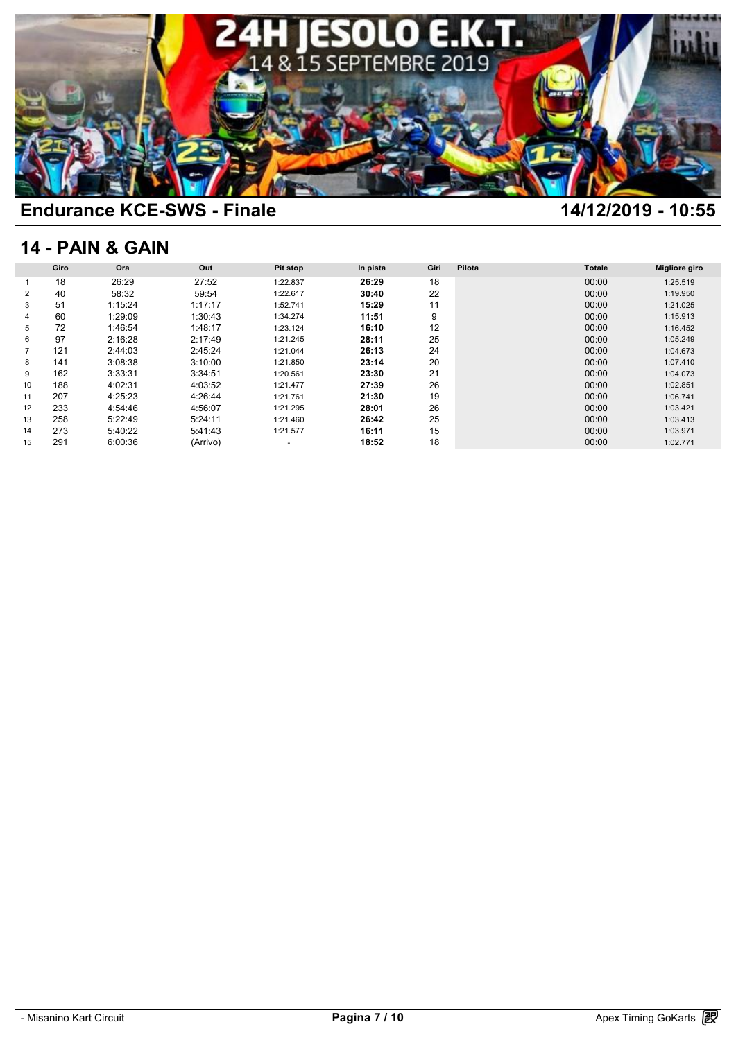# 24H JESOLO E.K.T.

14 & 15 SEPTEMBRE 2019

## Endurance KCE-SWS - Finale

14/12/2019 - 10:55

## 14 - PAIN & GAIN

| | Giro | Ora | Out | Pit stop | In pista | Giri | Pilota | Totale | Migliore giro |
|---|---|---|---|---|---|---|---|---|---|
| 1 | 18 | 26:29 | 27:52 | 1:22.837 | **26:29** | 18 | | 00:00 | 1:25.519 |
| 2 | 40 | 58:32 | 59:54 | 1:22.617 | **30:40** | 22 | | 00:00 | 1:19.950 |
| 3 | 51 | 1:15:24 | 1:17:17 | 1:52.741 | **15:29** | 11 | | 00:00 | 1:21.025 |
| 4 | 60 | 1:29:09 | 1:30:43 | 1:34.274 | **11:51** | 9 | | 00:00 | 1:15.913 |
| 5 | 72 | 1:46:54 | 1:48:17 | 1:23.124 | **16:10** | 12 | | 00:00 | 1:16.452 |
| 6 | 97 | 2:16:28 | 2:17:49 | 1:21.245 | **28:11** | 25 | | 00:00 | 1:05.249 |
| 7 | 121 | 2:44:03 | 2:45:24 | 1:21.044 | **26:13** | 24 | | 00:00 | 1:04.673 |
| 8 | 141 | 3:08:38 | 3:10:00 | 1:21.850 | **23:14** | 20 | | 00:00 | 1:07.410 |
| 9 | 162 | 3:33:31 | 3:34:51 | 1:20.561 | **23:30** | 21 | | 00:00 | 1:04.073 |
| 10 | 188 | 4:02:31 | 4:03:52 | 1:21.477 | **27:39** | 26 | | 00:00 | 1:02.851 |
| 11 | 207 | 4:25:23 | 4:26:44 | 1:21.761 | **21:30** | 19 | | 00:00 | 1:06.741 |
| 12 | 233 | 4:54:46 | 4:56:07 | 1:21.295 | **28:01** | 26 | | 00:00 | 1:03.421 |
| 13 | 258 | 5:22:49 | 5:24:11 | 1:21.460 | **26:42** | 25 | | 00:00 | 1:03.413 |
| 14 | 273 | 5:40:22 | 5:41:43 | 1:21.577 | **16:11** | 15 | | 00:00 | 1:03.971 |
| 15 | 291 | 6:00:36 | (Arrivo) | - | **18:52** | 18 | | 00:00 | 1:02.771 |

- Misanino Kart Circuit

Apex Timing GoKarts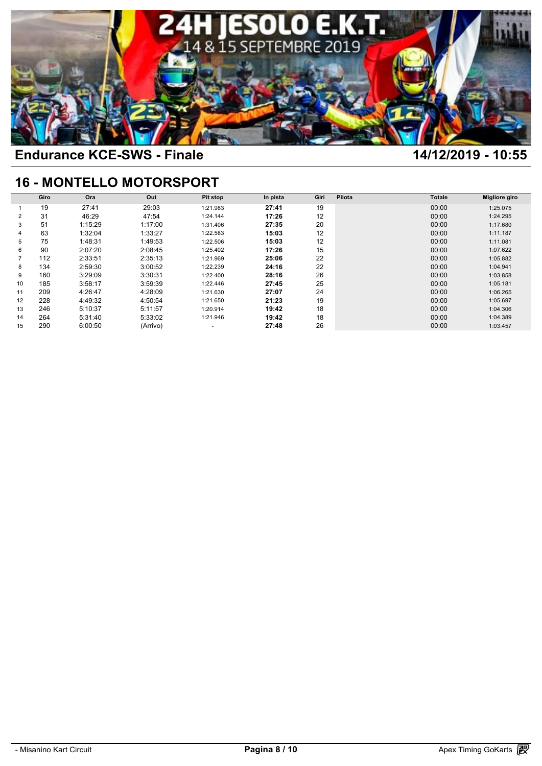# 24H JESOLO E.K.T.

14 & 15 SEPTEMBRE 2019

## Endurance KCE-SWS - Finale

14/12/2019 - 10:55

## 16 - MONTELLO MOTORSPORT

| | Giro | Ora | Out | Pit stop | In pista | Giri | Pilota | Totale | Migliore giro |
|---|---|---|---|---|---|---|---|---|---|
| 1 | 19 | 27:41 | 29:03 | 1:21.983 | **27:41** | 19 | | 00:00 | 1:25.075 |
| 2 | 31 | 46:29 | 47:54 | 1:24.144 | **17:26** | 12 | | 00:00 | 1:24.295 |
| 3 | 51 | 1:15:29 | 1:17:00 | 1:31.406 | **27:35** | 20 | | 00:00 | 1:17.680 |
| 4 | 63 | 1:32:04 | 1:33:27 | 1:22.583 | **15:03** | 12 | | 00:00 | 1:11.187 |
| 5 | 75 | 1:48:31 | 1:49:53 | 1:22.506 | **15:03** | 12 | | 00:00 | 1:11.081 |
| 6 | 90 | 2:07:20 | 2:08:45 | 1:25.402 | **17:26** | 15 | | 00:00 | 1:07.622 |
| 7 | 112 | 2:33:51 | 2:35:13 | 1:21.969 | **25:06** | 22 | | 00:00 | 1:05.882 |
| 8 | 134 | 2:59:30 | 3:00:52 | 1:22.239 | **24:16** | 22 | | 00:00 | 1:04.941 |
| 9 | 160 | 3:29:09 | 3:30:31 | 1:22.400 | **28:16** | 26 | | 00:00 | 1:03.858 |
| 10 | 185 | 3:58:17 | 3:59:39 | 1:22.446 | **27:45** | 25 | | 00:00 | 1:05.181 |
| 11 | 209 | 4:26:47 | 4:28:09 | 1:21.630 | **27:07** | 24 | | 00:00 | 1:06.265 |
| 12 | 228 | 4:49:32 | 4:50:54 | 1:21.650 | **21:23** | 19 | | 00:00 | 1:05.697 |
| 13 | 246 | 5:10:37 | 5:11:57 | 1:20.914 | **19:42** | 18 | | 00:00 | 1:04.306 |
| 14 | 264 | 5:31:40 | 5:33:02 | 1:21.946 | **19:42** | 18 | | 00:00 | 1:04.389 |
| 15 | 290 | 6:00:50 | (Arrivo) | - | **27:48** | 26 | | 00:00 | 1:03.457 |

- Misanino Kart Circuit

Apex Timing GoKarts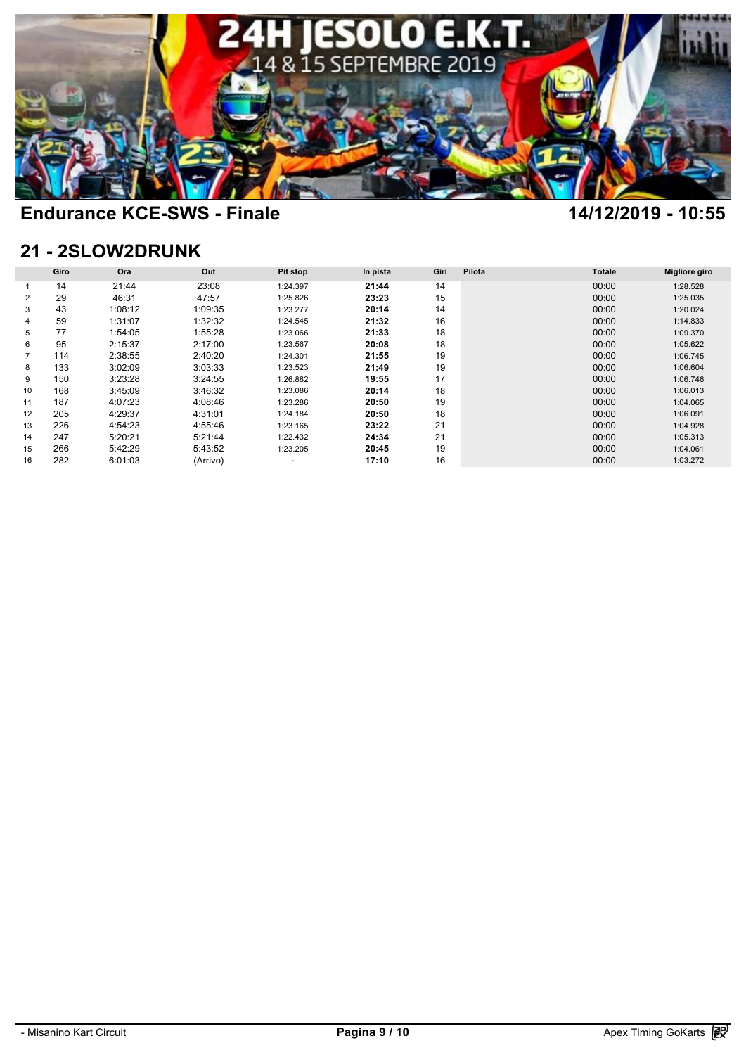## Endurance KCE-SWS - Finale

**14/12/2019 - 10:55**

## 21 - 2SLOW2DRUNK

| | Giro | Ora | Out | Pit stop | In pista | Giri | Pilota | Totale | Migliore giro |
|---|---|---|---|---|---|---|---|---|---|
| 1 | 14 | 21:44 | 23:08 | 1:24.397 | **21:44** | 14 | | 00:00 | 1:28.528 |
| 2 | 29 | 46:31 | 47:57 | 1:25.826 | **23:23** | 15 | | 00:00 | 1:25.035 |
| 3 | 43 | 1:08:12 | 1:09:35 | 1:23.277 | **20:14** | 14 | | 00:00 | 1:20.024 |
| 4 | 59 | 1:31:07 | 1:32:32 | 1:24.545 | **21:32** | 16 | | 00:00 | 1:14.833 |
| 5 | 77 | 1:54:05 | 1:55:28 | 1:23.066 | **21:33** | 18 | | 00:00 | 1:09.370 |
| 6 | 95 | 2:15:37 | 2:17:00 | 1:23.567 | **20:08** | 18 | | 00:00 | 1:05.622 |
| 7 | 114 | 2:38:55 | 2:40:20 | 1:24.301 | **21:55** | 19 | | 00:00 | 1:06.745 |
| 8 | 133 | 3:02:09 | 3:03:33 | 1:23.523 | **21:49** | 19 | | 00:00 | 1:06.604 |
| 9 | 150 | 3:23:28 | 3:24:55 | 1:26.882 | **19:55** | 17 | | 00:00 | 1:06.746 |
| 10 | 168 | 3:45:09 | 3:46:32 | 1:23.086 | **20:14** | 18 | | 00:00 | 1:06.013 |
| 11 | 187 | 4:07:23 | 4:08:46 | 1:23.286 | **20:50** | 19 | | 00:00 | 1:04.065 |
| 12 | 205 | 4:29:37 | 4:31:01 | 1:24.184 | **20:50** | 18 | | 00:00 | 1:06.091 |
| 13 | 226 | 4:54:23 | 4:55:46 | 1:23.165 | **23:22** | 21 | | 00:00 | 1:04.928 |
| 14 | 247 | 5:20:21 | 5:21:44 | 1:22.432 | **24:34** | 21 | | 00:00 | 1:05.313 |
| 15 | 266 | 5:42:29 | 5:43:52 | 1:23.205 | **20:45** | 19 | | 00:00 | 1:04.061 |
| 16 | 282 | 6:01:03 | (Arrivo) | - | **17:10** | 16 | | 00:00 | 1:03.272 |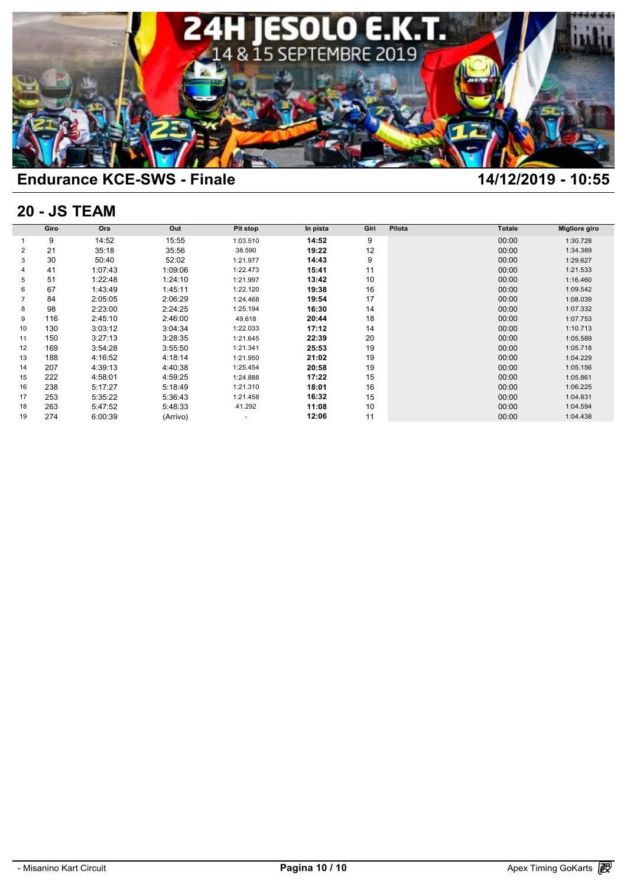## Endurance KCE-SWS - Finale

**14/12/2019 - 10:55**

## 20 - JS TEAM

| | Giro | Ora | Out | Pit stop | In pista | Giri | Pilota | Totale | Migliore giro |
|---|---|---|---|---|---|---|---|---|---|
| 1 | 9 | 14:52 | 15:55 | 1:03.510 | **14:52** | 9 | | 00:00 | 1:30.728 |
| 2 | 21 | 35:18 | 35:56 | 38.590 | **19:22** | 12 | | 00:00 | 1:34.389 |
| 3 | 30 | 50:40 | 52:02 | 1:21.977 | **14:43** | 9 | | 00:00 | 1:29.627 |
| 4 | 41 | 1:07:43 | 1:09:06 | 1:22.473 | **15:41** | 11 | | 00:00 | 1:21.533 |
| 5 | 51 | 1:22:48 | 1:24:10 | 1:21.997 | **13:42** | 10 | | 00:00 | 1:16.460 |
| 6 | 67 | 1:43:49 | 1:45:11 | 1:22.120 | **19:38** | 16 | | 00:00 | 1:09.542 |
| 7 | 84 | 2:05:05 | 2:06:29 | 1:24.468 | **19:54** | 17 | | 00:00 | 1:08.039 |
| 8 | 98 | 2:23:00 | 2:24:25 | 1:25.194 | **16:30** | 14 | | 00:00 | 1:07.332 |
| 9 | 116 | 2:45:10 | 2:46:00 | 49.618 | **20:44** | 18 | | 00:00 | 1:07.753 |
| 10 | 130 | 3:03:12 | 3:04:34 | 1:22.033 | **17:12** | 14 | | 00:00 | 1:10.713 |
| 11 | 150 | 3:27:13 | 3:28:35 | 1:21.645 | **22:39** | 20 | | 00:00 | 1:05.589 |
| 12 | 169 | 3:54:28 | 3:55:50 | 1:21.341 | **25:53** | 19 | | 00:00 | 1:05.718 |
| 13 | 188 | 4:16:52 | 4:18:14 | 1:21.950 | **21:02** | 19 | | 00:00 | 1:04.229 |
| 14 | 207 | 4:39:13 | 4:40:38 | 1:25.454 | **20:58** | 19 | | 00:00 | 1:05.156 |
| 15 | 222 | 4:58:01 | 4:59:25 | 1:24.888 | **17:22** | 15 | | 00:00 | 1:05.861 |
| 16 | 238 | 5:17:27 | 5:18:49 | 1:21.310 | **18:01** | 16 | | 00:00 | 1:06.225 |
| 17 | 253 | 5:35:22 | 5:36:43 | 1:21.458 | **16:32** | 15 | | 00:00 | 1:04.831 |
| 18 | 263 | 5:47:52 | 5:48:33 | 41.292 | **11:08** | 10 | | 00:00 | 1:04.594 |
| 19 | 274 | 6:00:39 | (Arrivo) | - | **12:06** | 11 | | 00:00 | 1:04.438 |

- Misanino Kart Circuit

Apex Timing GoKarts